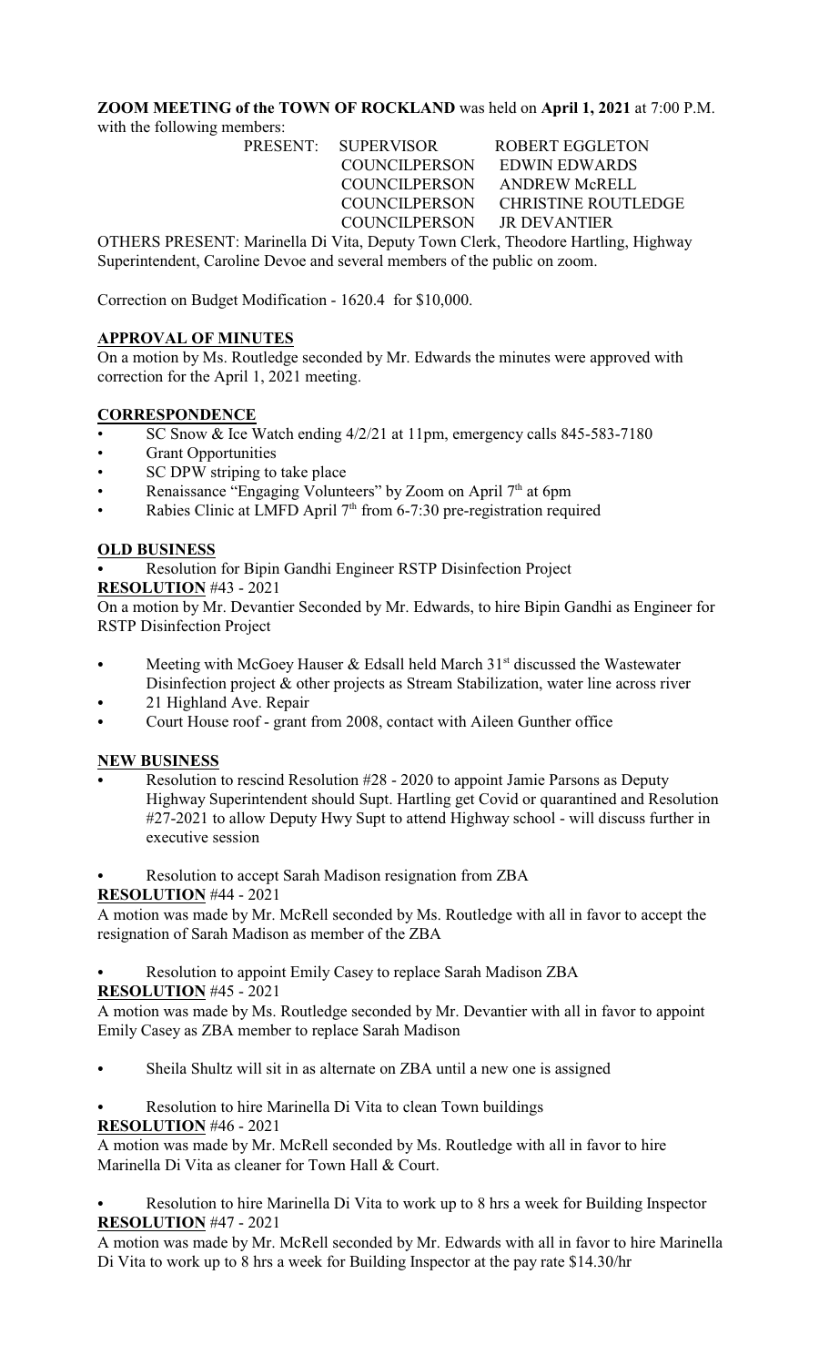**ZOOM MEETING of the TOWN OF ROCKLAND** was held on **April 1, 2021** at 7:00 P.M. with the following members:

| PRESENT: | SUPERVISOR | ROBERT EGGLETON |
|---|---|---|
| | COUNCILPERSON | EDWIN EDWARDS |
| | COUNCILPERSON | ANDREW McRELL |
| | COUNCILPERSON | CHRISTINE ROUTLEDGE |
| | COUNCILPERSON | JR DEVANTIER |

OTHERS PRESENT: Marinella Di Vita, Deputy Town Clerk, Theodore Hartling, Highway Superintendent, Caroline Devoe and several members of the public on zoom.

Correction on Budget Modification - 1620.4 for $10,000.

**APPROVAL OF MINUTES**

On a motion by Ms. Routledge seconded by Mr. Edwards the minutes were approved with correction for the April 1, 2021 meeting.

**CORRESPONDENCE**

- SC Snow & Ice Watch ending 4/2/21 at 11pm, emergency calls 845-583-7180
- Grant Opportunities
- SC DPW striping to take place
- Renaissance "Engaging Volunteers" by Zoom on April 7th at 6pm
- Rabies Clinic at LMFD April 7th from 6-7:30 pre-registration required

**OLD BUSINESS**

- Resolution for Bipin Gandhi Engineer RSTP Disinfection Project

**RESOLUTION** #43 - 2021

On a motion by Mr. Devantier Seconded by Mr. Edwards, to hire Bipin Gandhi as Engineer for RSTP Disinfection Project

- Meeting with McGoey Hauser & Edsall held March 31st discussed the Wastewater Disinfection project & other projects as Stream Stabilization, water line across river
- 21 Highland Ave. Repair
- Court House roof - grant from 2008, contact with Aileen Gunther office

**NEW BUSINESS**

- Resolution to rescind Resolution #28 - 2020 to appoint Jamie Parsons as Deputy Highway Superintendent should Supt. Hartling get Covid or quarantined and Resolution #27-2021 to allow Deputy Hwy Supt to attend Highway school - will discuss further in executive session

- Resolution to accept Sarah Madison resignation from ZBA

**RESOLUTION** #44 - 2021

A motion was made by Mr. McRell seconded by Ms. Routledge with all in favor to accept the resignation of Sarah Madison as member of the ZBA

- Resolution to appoint Emily Casey to replace Sarah Madison ZBA

**RESOLUTION** #45 - 2021

A motion was made by Ms. Routledge seconded by Mr. Devantier with all in favor to appoint Emily Casey as ZBA member to replace Sarah Madison

- Sheila Shultz will sit in as alternate on ZBA until a new one is assigned

- Resolution to hire Marinella Di Vita to clean Town buildings

**RESOLUTION** #46 - 2021

A motion was made by Mr. McRell seconded by Ms. Routledge with all in favor to hire Marinella Di Vita as cleaner for Town Hall & Court.

- Resolution to hire Marinella Di Vita to work up to 8 hrs a week for Building Inspector

**RESOLUTION** #47 - 2021

A motion was made by Mr. McRell seconded by Mr. Edwards with all in favor to hire Marinella Di Vita to work up to 8 hrs a week for Building Inspector at the pay rate $14.30/hr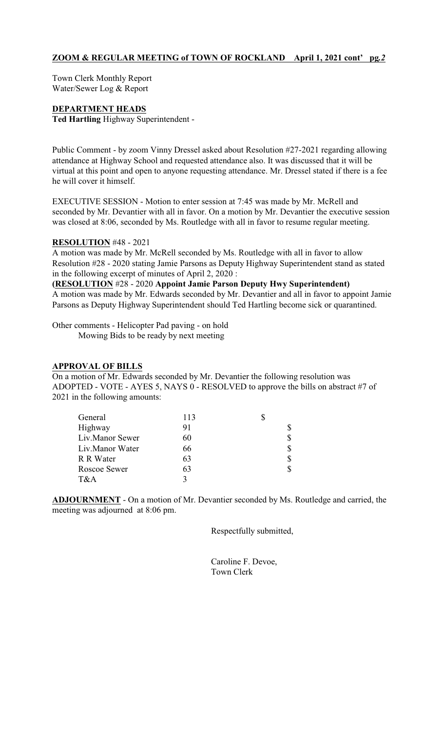## ZOOM & REGULAR MEETING of TOWN OF ROCKLAND April 1, 2021 cont' pg.*2*

Town Clerk Monthly Report
Water/Sewer Log & Report

### DEPARTMENT HEADS

**Ted Hartling** Highway Superintendent -

Public Comment - by zoom Vinny Dressel asked about Resolution #27-2021 regarding allowing attendance at Highway School and requested attendance also. It was discussed that it will be virtual at this point and open to anyone requesting attendance. Mr. Dressel stated if there is a fee he will cover it himself.

EXECUTIVE SESSION - Motion to enter session at 7:45 was made by Mr. McRell and seconded by Mr. Devantier with all in favor. On a motion by Mr. Devantier the executive session was closed at 8:06, seconded by Ms. Routledge with all in favor to resume regular meeting.

**RESOLUTION** #48 - 2021

A motion was made by Mr. McRell seconded by Ms. Routledge with all in favor to allow Resolution #28 - 2020 stating Jamie Parsons as Deputy Highway Superintendent stand as stated in the following excerpt of minutes of April 2, 2020 :

**(RESOLUTION** #28 - 2020 **Appoint Jamie Parson Deputy Hwy Superintendent)**

A motion was made by Mr. Edwards seconded by Mr. Devantier and all in favor to appoint Jamie Parsons as Deputy Highway Superintendent should Ted Hartling become sick or quarantined.

Other comments - Helicopter Pad paving - on hold
Mowing Bids to be ready by next meeting

### APPROVAL OF BILLS

On a motion of Mr. Edwards seconded by Mr. Devantier the following resolution was ADOPTED - VOTE - AYES 5, NAYS 0 - RESOLVED to approve the bills on abstract #7 of 2021 in the following amounts:

| | | |
|---|---|---|
| General | 113 | $ |
| Highway | 91 | $ |
| Liv.Manor Sewer | 60 | $ |
| Liv.Manor Water | 66 | $ |
| R R Water | 63 | $ |
| Roscoe Sewer | 63 | $ |
| T&A | 3 | |

**ADJOURNMENT** - On a motion of Mr. Devantier seconded by Ms. Routledge and carried, the meeting was adjourned at 8:06 pm.

Respectfully submitted,

Caroline F. Devoe,
Town Clerk